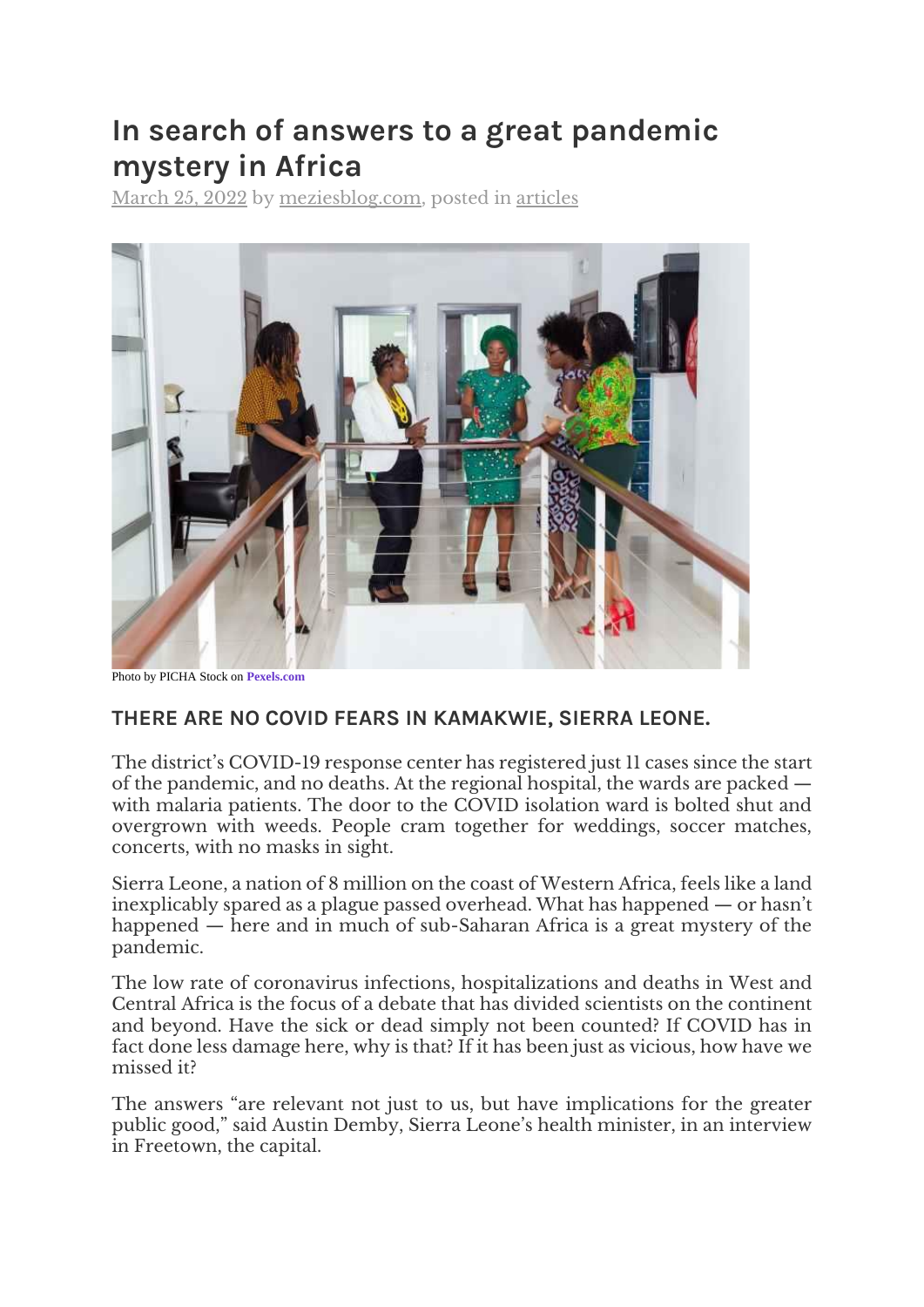# In search of answers to a great pandemic mystery in Africa

March 25, 2022 by meziesblog.com, posted in articles

Photo by PICHA Stock on Pexels.com

### THERE ARE NO COVID FEARS IN KAMAKWIE, SIERRA LEONE.

The district's COVID-19 response center has registered just 11 cases since the start of the pandemic, and no deaths. At the regional hospital, the wards are packed — with malaria patients. The door to the COVID isolation ward is bolted shut and overgrown with weeds. People cram together for weddings, soccer matches, concerts, with no masks in sight.

Sierra Leone, a nation of 8 million on the coast of Western Africa, feels like a land inexplicably spared as a plague passed overhead. What has happened — or hasn't happened — here and in much of sub-Saharan Africa is a great mystery of the pandemic.

The low rate of coronavirus infections, hospitalizations and deaths in West and Central Africa is the focus of a debate that has divided scientists on the continent and beyond. Have the sick or dead simply not been counted? If COVID has in fact done less damage here, why is that? If it has been just as vicious, how have we missed it?

The answers "are relevant not just to us, but have implications for the greater public good," said Austin Demby, Sierra Leone's health minister, in an interview in Freetown, the capital.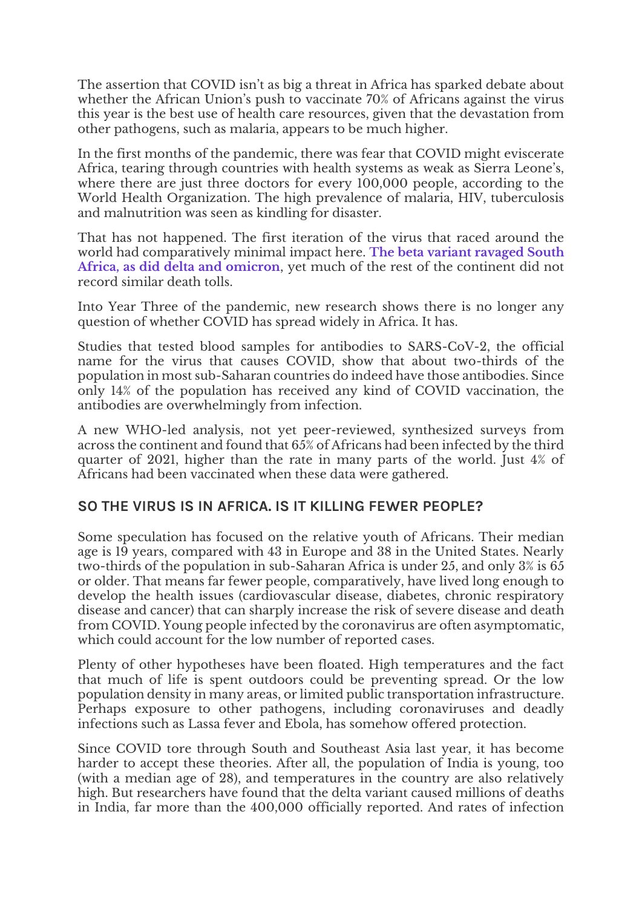The assertion that COVID isn't as big a threat in Africa has sparked debate about whether the African Union's push to vaccinate 70% of Africans against the virus this year is the best use of health care resources, given that the devastation from other pathogens, such as malaria, appears to be much higher.

In the first months of the pandemic, there was fear that COVID might eviscerate Africa, tearing through countries with health systems as weak as Sierra Leone's, where there are just three doctors for every 100,000 people, according to the World Health Organization. The high prevalence of malaria, HIV, tuberculosis and malnutrition was seen as kindling for disaster.

That has not happened. The first iteration of the virus that raced around the world had comparatively minimal impact here. **The beta variant ravaged South Africa, as did delta and omicron**, yet much of the rest of the continent did not record similar death tolls.

Into Year Three of the pandemic, new research shows there is no longer any question of whether COVID has spread widely in Africa. It has.

Studies that tested blood samples for antibodies to SARS-CoV-2, the official name for the virus that causes COVID, show that about two-thirds of the population in most sub-Saharan countries do indeed have those antibodies. Since only 14% of the population has received any kind of COVID vaccination, the antibodies are overwhelmingly from infection.

A new WHO-led analysis, not yet peer-reviewed, synthesized surveys from across the continent and found that 65% of Africans had been infected by the third quarter of 2021, higher than the rate in many parts of the world. Just 4% of Africans had been vaccinated when these data were gathered.

## SO THE VIRUS IS IN AFRICA. IS IT KILLING FEWER PEOPLE?

Some speculation has focused on the relative youth of Africans. Their median age is 19 years, compared with 43 in Europe and 38 in the United States. Nearly two-thirds of the population in sub-Saharan Africa is under 25, and only 3% is 65 or older. That means far fewer people, comparatively, have lived long enough to develop the health issues (cardiovascular disease, diabetes, chronic respiratory disease and cancer) that can sharply increase the risk of severe disease and death from COVID. Young people infected by the coronavirus are often asymptomatic, which could account for the low number of reported cases.

Plenty of other hypotheses have been floated. High temperatures and the fact that much of life is spent outdoors could be preventing spread. Or the low population density in many areas, or limited public transportation infrastructure. Perhaps exposure to other pathogens, including coronaviruses and deadly infections such as Lassa fever and Ebola, has somehow offered protection.

Since COVID tore through South and Southeast Asia last year, it has become harder to accept these theories. After all, the population of India is young, too (with a median age of 28), and temperatures in the country are also relatively high. But researchers have found that the delta variant caused millions of deaths in India, far more than the 400,000 officially reported. And rates of infection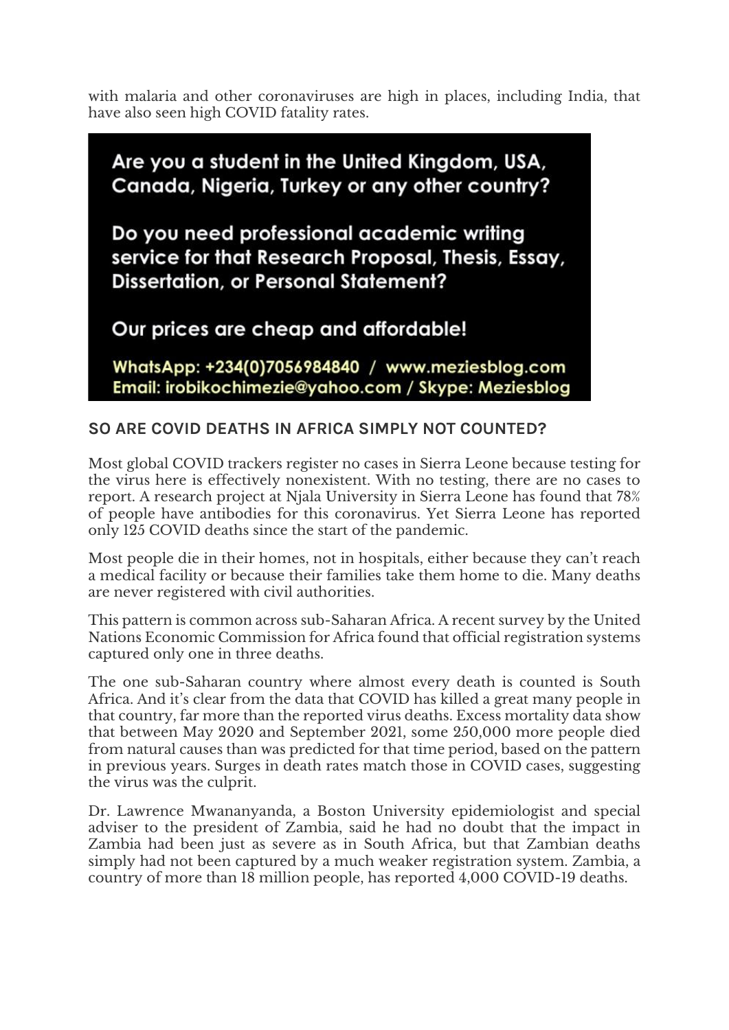with malaria and other coronaviruses are high in places, including India, that have also seen high COVID fatality rates.

**Are you a student in the United Kingdom, USA, Canada, Nigeria, Turkey or any other country?**

**Do you need professional academic writing service for that Research Proposal, Thesis, Essay, Dissertation, or Personal Statement?**

**Our prices are cheap and affordable!**

**WhatsApp: +234(0)7056984840 / www.meziesblog.com**
**Email: irobikochimezie@yahoo.com / Skype: Meziesblog**

## SO ARE COVID DEATHS IN AFRICA SIMPLY NOT COUNTED?

Most global COVID trackers register no cases in Sierra Leone because testing for the virus here is effectively nonexistent. With no testing, there are no cases to report. A research project at Njala University in Sierra Leone has found that 78% of people have antibodies for this coronavirus. Yet Sierra Leone has reported only 125 COVID deaths since the start of the pandemic.

Most people die in their homes, not in hospitals, either because they can't reach a medical facility or because their families take them home to die. Many deaths are never registered with civil authorities.

This pattern is common across sub-Saharan Africa. A recent survey by the United Nations Economic Commission for Africa found that official registration systems captured only one in three deaths.

The one sub-Saharan country where almost every death is counted is South Africa. And it's clear from the data that COVID has killed a great many people in that country, far more than the reported virus deaths. Excess mortality data show that between May 2020 and September 2021, some 250,000 more people died from natural causes than was predicted for that time period, based on the pattern in previous years. Surges in death rates match those in COVID cases, suggesting the virus was the culprit.

Dr. Lawrence Mwananyanda, a Boston University epidemiologist and special adviser to the president of Zambia, said he had no doubt that the impact in Zambia had been just as severe as in South Africa, but that Zambian deaths simply had not been captured by a much weaker registration system. Zambia, a country of more than 18 million people, has reported 4,000 COVID-19 deaths.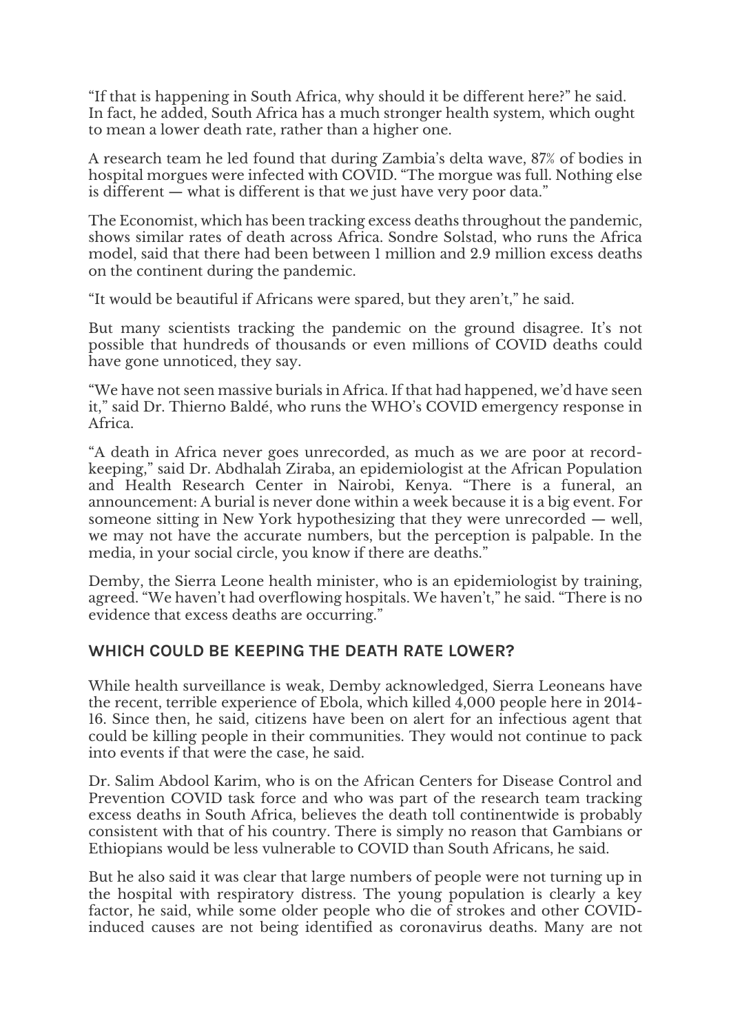"If that is happening in South Africa, why should it be different here?" he said. In fact, he added, South Africa has a much stronger health system, which ought to mean a lower death rate, rather than a higher one.

A research team he led found that during Zambia's delta wave, 87% of bodies in hospital morgues were infected with COVID. "The morgue was full. Nothing else is different — what is different is that we just have very poor data."

The Economist, which has been tracking excess deaths throughout the pandemic, shows similar rates of death across Africa. Sondre Solstad, who runs the Africa model, said that there had been between 1 million and 2.9 million excess deaths on the continent during the pandemic.

"It would be beautiful if Africans were spared, but they aren't," he said.

But many scientists tracking the pandemic on the ground disagree. It's not possible that hundreds of thousands or even millions of COVID deaths could have gone unnoticed, they say.

"We have not seen massive burials in Africa. If that had happened, we'd have seen it," said Dr. Thierno Baldé, who runs the WHO's COVID emergency response in Africa.

"A death in Africa never goes unrecorded, as much as we are poor at record-keeping," said Dr. Abdhalah Ziraba, an epidemiologist at the African Population and Health Research Center in Nairobi, Kenya. "There is a funeral, an announcement: A burial is never done within a week because it is a big event. For someone sitting in New York hypothesizing that they were unrecorded — well, we may not have the accurate numbers, but the perception is palpable. In the media, in your social circle, you know if there are deaths."

Demby, the Sierra Leone health minister, who is an epidemiologist by training, agreed. "We haven't had overflowing hospitals. We haven't," he said. "There is no evidence that excess deaths are occurring."

## WHICH COULD BE KEEPING THE DEATH RATE LOWER?

While health surveillance is weak, Demby acknowledged, Sierra Leoneans have the recent, terrible experience of Ebola, which killed 4,000 people here in 2014-16. Since then, he said, citizens have been on alert for an infectious agent that could be killing people in their communities. They would not continue to pack into events if that were the case, he said.

Dr. Salim Abdool Karim, who is on the African Centers for Disease Control and Prevention COVID task force and who was part of the research team tracking excess deaths in South Africa, believes the death toll continentwide is probably consistent with that of his country. There is simply no reason that Gambians or Ethiopians would be less vulnerable to COVID than South Africans, he said.

But he also said it was clear that large numbers of people were not turning up in the hospital with respiratory distress. The young population is clearly a key factor, he said, while some older people who die of strokes and other COVID-induced causes are not being identified as coronavirus deaths. Many are not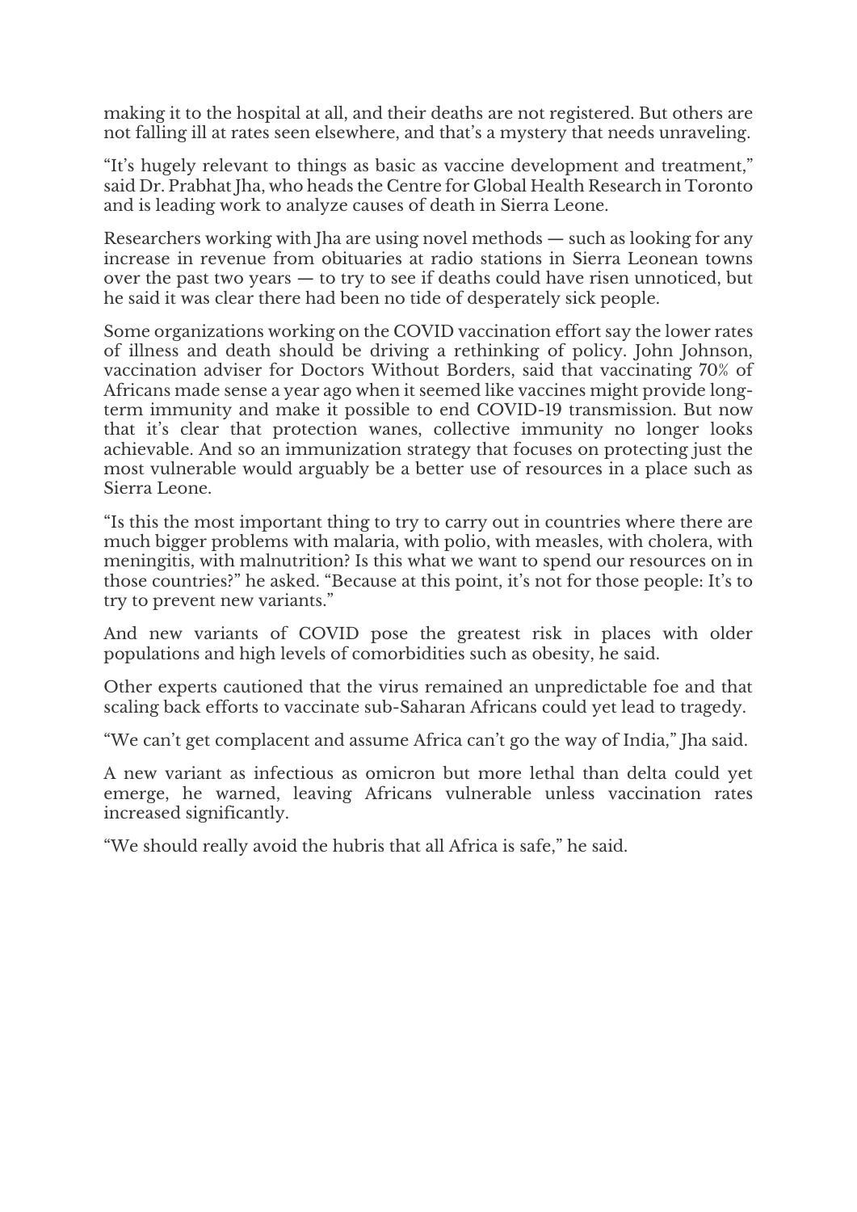making it to the hospital at all, and their deaths are not registered. But others are not falling ill at rates seen elsewhere, and that's a mystery that needs unraveling.

"It's hugely relevant to things as basic as vaccine development and treatment," said Dr. Prabhat Jha, who heads the Centre for Global Health Research in Toronto and is leading work to analyze causes of death in Sierra Leone.

Researchers working with Jha are using novel methods — such as looking for any increase in revenue from obituaries at radio stations in Sierra Leonean towns over the past two years — to try to see if deaths could have risen unnoticed, but he said it was clear there had been no tide of desperately sick people.

Some organizations working on the COVID vaccination effort say the lower rates of illness and death should be driving a rethinking of policy. John Johnson, vaccination adviser for Doctors Without Borders, said that vaccinating 70% of Africans made sense a year ago when it seemed like vaccines might provide long-term immunity and make it possible to end COVID-19 transmission. But now that it's clear that protection wanes, collective immunity no longer looks achievable. And so an immunization strategy that focuses on protecting just the most vulnerable would arguably be a better use of resources in a place such as Sierra Leone.

"Is this the most important thing to try to carry out in countries where there are much bigger problems with malaria, with polio, with measles, with cholera, with meningitis, with malnutrition? Is this what we want to spend our resources on in those countries?" he asked. "Because at this point, it's not for those people: It's to try to prevent new variants."

And new variants of COVID pose the greatest risk in places with older populations and high levels of comorbidities such as obesity, he said.

Other experts cautioned that the virus remained an unpredictable foe and that scaling back efforts to vaccinate sub-Saharan Africans could yet lead to tragedy.

"We can't get complacent and assume Africa can't go the way of India," Jha said.

A new variant as infectious as omicron but more lethal than delta could yet emerge, he warned, leaving Africans vulnerable unless vaccination rates increased significantly.

"We should really avoid the hubris that all Africa is safe," he said.